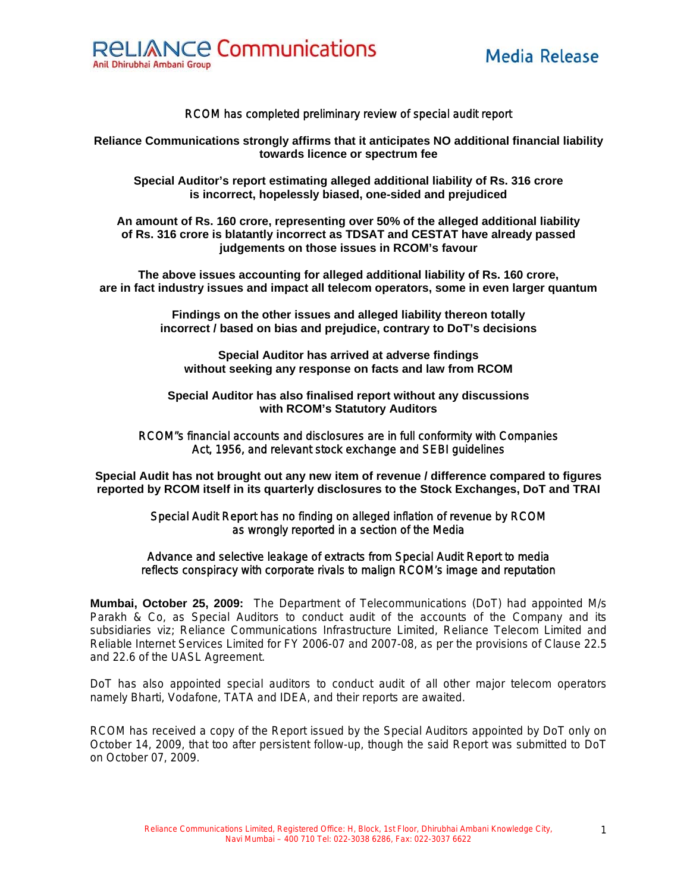# Media Release

RCOM has completed preliminary review of special audit report

**Reliance Communications strongly affirms that it anticipates NO additional financial liability towards licence or spectrum fee**

**Special Auditor's report estimating alleged additional liability of Rs. 316 crore is incorrect, hopelessly biased, one-sided and prejudiced**

**An amount of Rs. 160 crore, representing over 50% of the alleged additional liability of Rs. 316 crore is blatantly incorrect as TDSAT and CESTAT have already passed judgements on those issues in RCOM's favour**

**The above issues accounting for alleged additional liability of Rs. 160 crore, are in fact industry issues and impact all telecom operators, some in even larger quantum**

**Findings on the other issues and alleged liability thereon totally incorrect / based on bias and prejudice, contrary to DoT's decisions**

**Special Auditor has arrived at adverse findings without seeking any response on facts and law from RCOM**

**Special Auditor has also finalised report without any discussions with RCOM's Statutory Auditors**

RCOM"s financial accounts and disclosures are in full conformity with Companies Act, 1956, and relevant stock exchange and SEBI guidelines

**Special Audit has not brought out any new item of revenue / difference compared to figures reported by RCOM itself in its quarterly disclosures to the Stock Exchanges, DoT and TRAI**

Special Audit Report has no finding on alleged inflation of revenue by RCOM as wrongly reported in a section of the Media

Advance and selective leakage of extracts from Special Audit Report to media reflects conspiracy with corporate rivals to malign RCOM's image and reputation

**Mumbai, October 25, 2009:** The Department of Telecommunications (DoT) had appointed M/s Parakh & Co, as Special Auditors to conduct audit of the accounts of the Company and its subsidiaries viz; Reliance Communications Infrastructure Limited, Reliance Telecom Limited and Reliable Internet Services Limited for FY 2006-07 and 2007-08, as per the provisions of Clause 22.5 and 22.6 of the UASL Agreement.

DoT has also appointed special auditors to conduct audit of all other major telecom operators namely Bharti, Vodafone, TATA and IDEA, and their reports are awaited.

RCOM has received a copy of the Report issued by the Special Auditors appointed by DoT only on October 14, 2009, that too after persistent follow-up, though the said Report was submitted to DoT on October 07, 2009.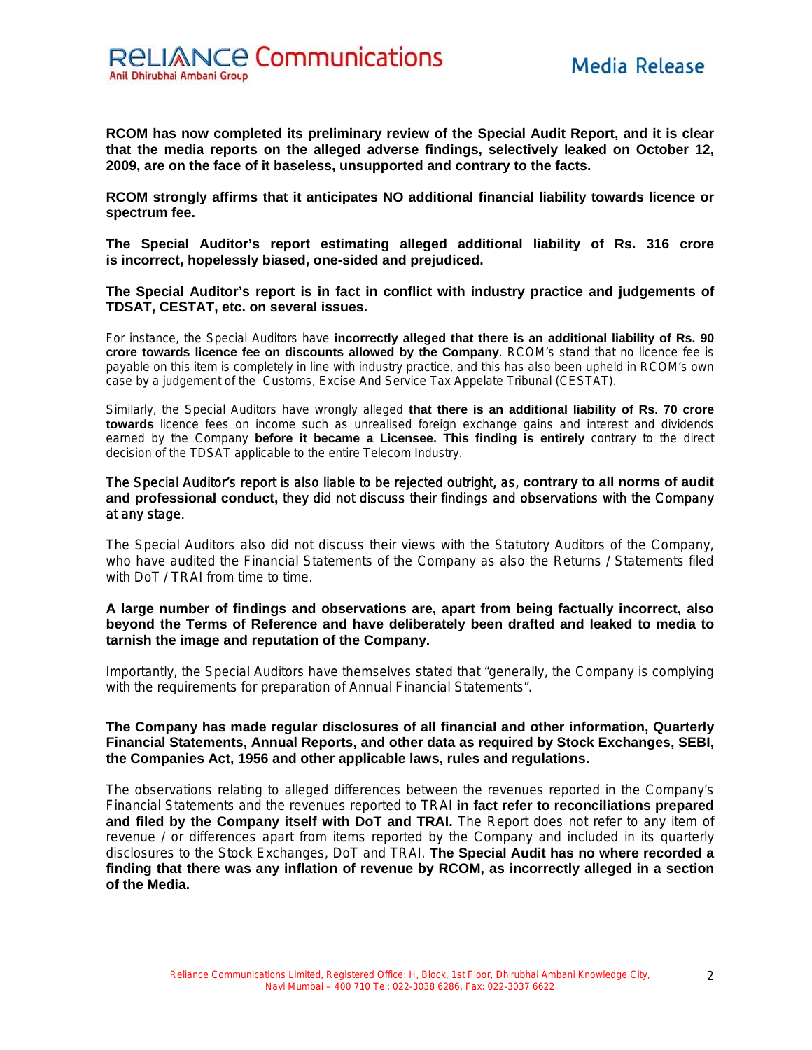**RCOM has now completed its preliminary review of the Special Audit Report, and it is clear that the media reports on the alleged adverse findings, selectively leaked on October 12, 2009, are on the face of it baseless, unsupported and contrary to the facts.**

**RCOM strongly affirms that it anticipates NO additional financial liability towards licence or spectrum fee.**

**The Special Auditor's report estimating alleged additional liability of Rs. 316 crore is incorrect, hopelessly biased, one-sided and prejudiced.**

**The Special Auditor's report is in fact in conflict with industry practice and judgements of TDSAT, CESTAT, etc. on several issues.**

For instance, the Special Auditors have **incorrectly alleged that there is an additional liability of Rs. 90 crore towards licence fee on discounts allowed by the Company**. RCOM's stand that no licence fee is payable on this item is completely in line with industry practice, and this has also been upheld in RCOM's own case by a judgement of the Customs, Excise And Service Tax Appelate Tribunal (CESTAT).

Similarly, the Special Auditors have wrongly alleged **that there is an additional liability of Rs. 70 crore towards** licence fees on income such as unrealised foreign exchange gains and interest and dividends earned by the Company **before it became a Licensee. This finding is entirely** contrary to the direct decision of the TDSAT applicable to the entire Telecom Industry.

The Special Auditor's report is also liable to be rejected outright, as, **contrary to all norms of audit and professional conduct,** they did not discuss their findings and observations with the Company at any stage.

The Special Auditors also did not discuss their views with the Statutory Auditors of the Company, who have audited the Financial Statements of the Company as also the Returns / Statements filed with DoT / TRAI from time to time.

**A large number of findings and observations are, apart from being factually incorrect, also beyond the Terms of Reference and have deliberately been drafted and leaked to media to tarnish the image and reputation of the Company.**

Importantly, the Special Auditors have themselves stated that "generally, the Company is complying with the requirements for preparation of Annual Financial Statements".

**The Company has made regular disclosures of all financial and other information, Quarterly Financial Statements, Annual Reports, and other data as required by Stock Exchanges, SEBI, the Companies Act, 1956 and other applicable laws, rules and regulations.**

The observations relating to alleged differences between the revenues reported in the Company's Financial Statements and the revenues reported to TRAI **in fact refer to reconciliations prepared and filed by the Company itself with DoT and TRAI.** The Report does not refer to any item of revenue / or differences apart from items reported by the Company and included in its quarterly disclosures to the Stock Exchanges, DoT and TRAI. **The Special Audit has no where recorded a finding that there was any inflation of revenue by RCOM, as incorrectly alleged in a section of the Media.**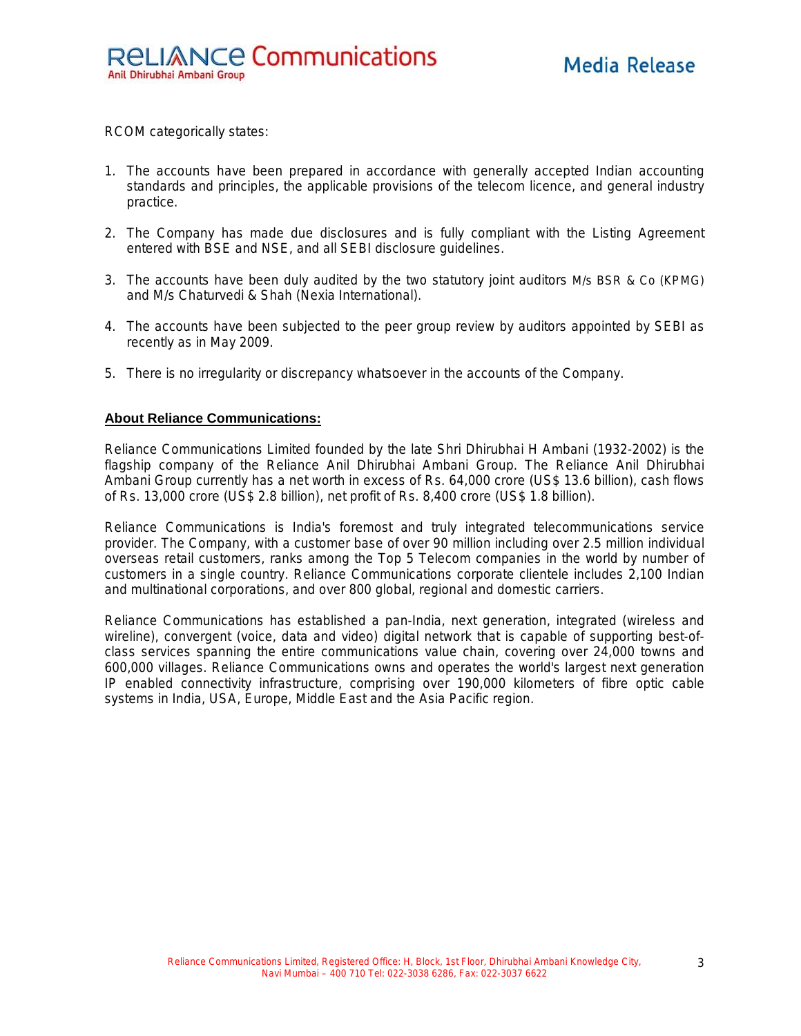RCOM categorically states:

1. The accounts have been prepared in accordance with generally accepted Indian accounting standards and principles, the applicable provisions of the telecom licence, and general industry practice.

2. The Company has made due disclosures and is fully compliant with the Listing Agreement entered with BSE and NSE, and all SEBI disclosure guidelines.

3. The accounts have been duly audited by the two statutory joint auditors M/s BSR & Co (KPMG) and M/s Chaturvedi & Shah (Nexia International).

4. The accounts have been subjected to the peer group review by auditors appointed by SEBI as recently as in May 2009.

5. There is no irregularity or discrepancy whatsoever in the accounts of the Company.

**About Reliance Communications:**

Reliance Communications Limited founded by the late Shri Dhirubhai H Ambani (1932-2002) is the flagship company of the Reliance Anil Dhirubhai Ambani Group. The Reliance Anil Dhirubhai Ambani Group currently has a net worth in excess of Rs. 64,000 crore (US$ 13.6 billion), cash flows of Rs. 13,000 crore (US$ 2.8 billion), net profit of Rs. 8,400 crore (US$ 1.8 billion).

Reliance Communications is India's foremost and truly integrated telecommunications service provider. The Company, with a customer base of over 90 million including over 2.5 million individual overseas retail customers, ranks among the Top 5 Telecom companies in the world by number of customers in a single country. Reliance Communications corporate clientele includes 2,100 Indian and multinational corporations, and over 800 global, regional and domestic carriers.

Reliance Communications has established a pan-India, next generation, integrated (wireless and wireline), convergent (voice, data and video) digital network that is capable of supporting best-of-class services spanning the entire communications value chain, covering over 24,000 towns and 600,000 villages. Reliance Communications owns and operates the world's largest next generation IP enabled connectivity infrastructure, comprising over 190,000 kilometers of fibre optic cable systems in India, USA, Europe, Middle East and the Asia Pacific region.